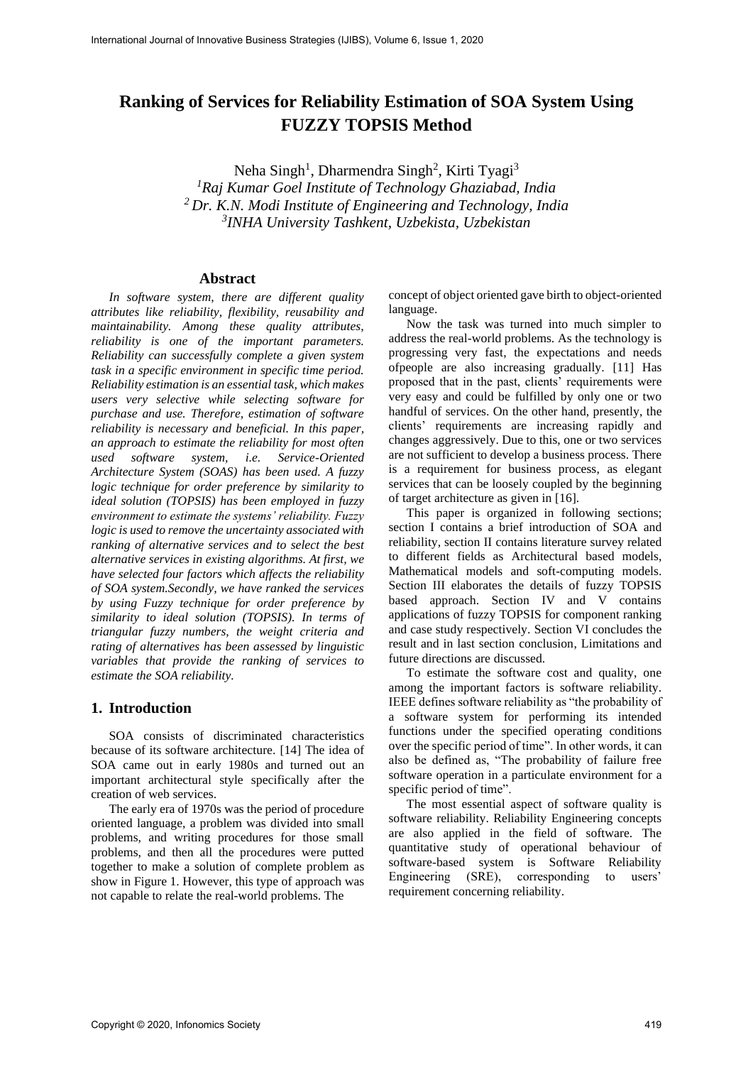# Ranking of Services for Reliability Estimation of SOA System Using FUZZY TOPSIS Method

Neha Singh[1], Dharmendra Singh[2], Kirti Tyagi[3]

[1]*Raj Kumar Goel Institute of Technology Ghaziabad, India*
[2]*Dr. K.N. Modi Institute of Engineering and Technology, India*
[3]*INHA University Tashkent, Uzbekista, Uzbekistan*

## Abstract

*In software system, there are different quality attributes like reliability, flexibility, reusability and maintainability. Among these quality attributes, reliability is one of the important parameters. Reliability can successfully complete a given system task in a specific environment in specific time period. Reliability estimation is an essential task, which makes users very selective while selecting software for purchase and use. Therefore, estimation of software reliability is necessary and beneficial. In this paper, an approach to estimate the reliability for most often used software system, i.e. Service-Oriented Architecture System (SOAS) has been used. A fuzzy logic technique for order preference by similarity to ideal solution (TOPSIS) has been employed in fuzzy environment to estimate the systems' reliability. Fuzzy logic is used to remove the uncertainty associated with ranking of alternative services and to select the best alternative services in existing algorithms. At first, we have selected four factors which affects the reliability of SOA system.Secondly, we have ranked the services by using Fuzzy technique for order preference by similarity to ideal solution (TOPSIS). In terms of triangular fuzzy numbers, the weight criteria and rating of alternatives has been assessed by linguistic variables that provide the ranking of services to estimate the SOA reliability.*

## 1. Introduction

SOA consists of discriminated characteristics because of its software architecture. [14] The idea of SOA came out in early 1980s and turned out an important architectural style specifically after the creation of web services.

The early era of 1970s was the period of procedure oriented language, a problem was divided into small problems, and writing procedures for those small problems, and then all the procedures were putted together to make a solution of complete problem as show in Figure 1. However, this type of approach was not capable to relate the real-world problems. The concept of object oriented gave birth to object-oriented language.

Now the task was turned into much simpler to address the real-world problems. As the technology is progressing very fast, the expectations and needs ofpeople are also increasing gradually. [11] Has proposed that in the past, clients' requirements were very easy and could be fulfilled by only one or two handful of services. On the other hand, presently, the clients' requirements are increasing rapidly and changes aggressively. Due to this, one or two services are not sufficient to develop a business process. There is a requirement for business process, as elegant services that can be loosely coupled by the beginning of target architecture as given in [16].

This paper is organized in following sections; section I contains a brief introduction of SOA and reliability, section II contains literature survey related to different fields as Architectural based models, Mathematical models and soft-computing models. Section III elaborates the details of fuzzy TOPSIS based approach. Section IV and V contains applications of fuzzy TOPSIS for component ranking and case study respectively. Section VI concludes the result and in last section conclusion, Limitations and future directions are discussed.

To estimate the software cost and quality, one among the important factors is software reliability. IEEE defines software reliability as "the probability of a software system for performing its intended functions under the specified operating conditions over the specific period of time". In other words, it can also be defined as, "The probability of failure free software operation in a particulate environment for a specific period of time".

The most essential aspect of software quality is software reliability. Reliability Engineering concepts are also applied in the field of software. The quantitative study of operational behaviour of software-based system is Software Reliability Engineering (SRE), corresponding to users' requirement concerning reliability.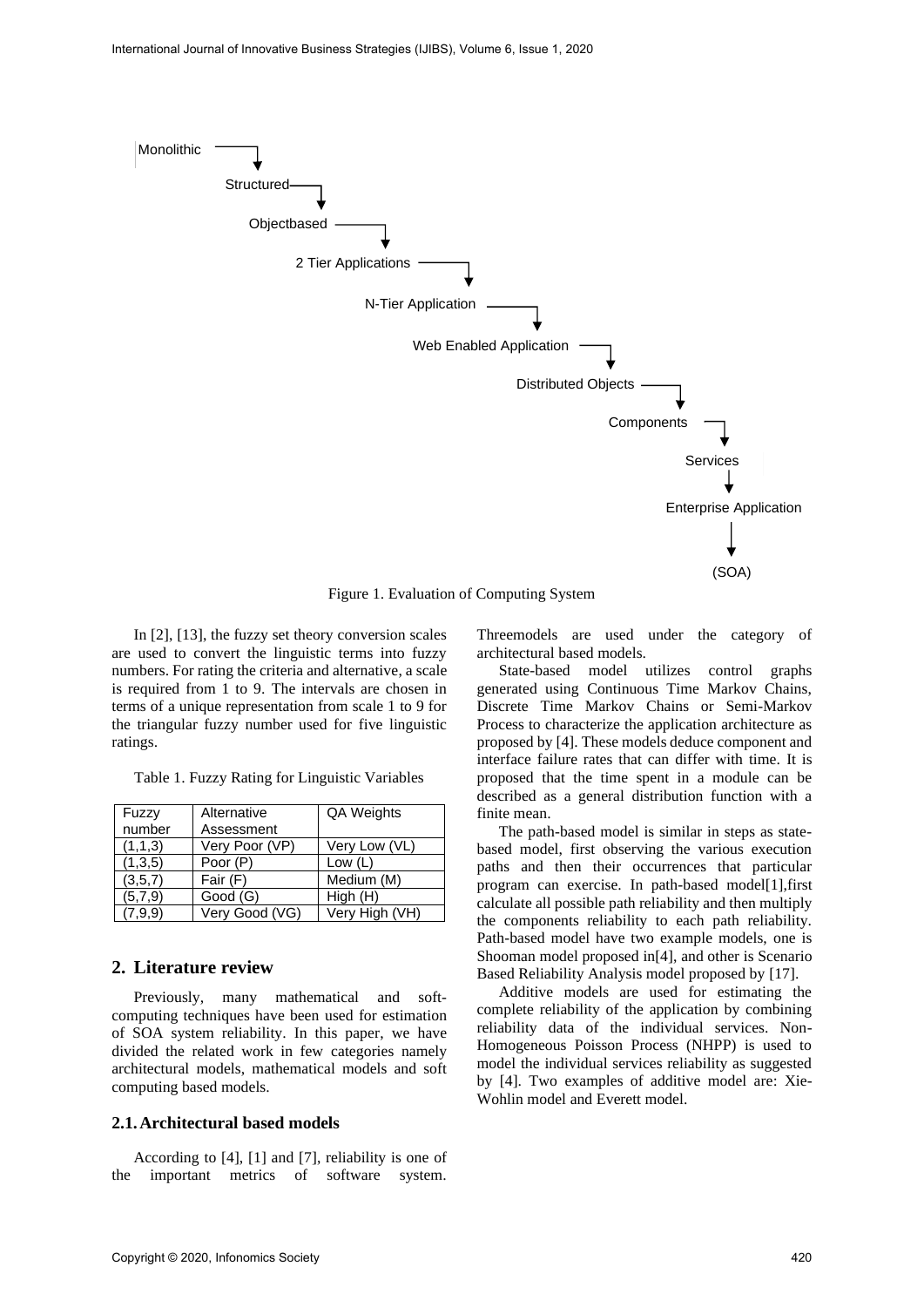Monolithic → Structured → Objectbased → 2 Tier Applications → N-Tier Application → Web Enabled Application → Distributed Objects → Components → Services → Enterprise Application → (SOA)

Figure 1. Evaluation of Computing System

In [2], [13], the fuzzy set theory conversion scales are used to convert the linguistic terms into fuzzy numbers. For rating the criteria and alternative, a scale is required from 1 to 9. The intervals are chosen in terms of a unique representation from scale 1 to 9 for the triangular fuzzy number used for five linguistic ratings.

Table 1. Fuzzy Rating for Linguistic Variables

| Fuzzy number | Alternative Assessment | QA Weights |
|---|---|---|
| (1,1,3) | Very Poor (VP) | Very Low (VL) |
| (1,3,5) | Poor (P) | Low (L) |
| (3,5,7) | Fair (F) | Medium (M) |
| (5,7,9) | Good (G) | High (H) |
| (7,9,9) | Very Good (VG) | Very High (VH) |

## 2. Literature review

Previously, many mathematical and soft-computing techniques have been used for estimation of SOA system reliability. In this paper, we have divided the related work in few categories namely architectural models, mathematical models and soft computing based models.

### 2.1. Architectural based models

According to [4], [1] and [7], reliability is one of the important metrics of software system. Threemodels are used under the category of architectural based models.

State-based model utilizes control graphs generated using Continuous Time Markov Chains, Discrete Time Markov Chains or Semi-Markov Process to characterize the application architecture as proposed by [4]. These models deduce component and interface failure rates that can differ with time. It is proposed that the time spent in a module can be described as a general distribution function with a finite mean.

The path-based model is similar in steps as state-based model, first observing the various execution paths and then their occurrences that particular program can exercise. In path-based model[1],first calculate all possible path reliability and then multiply the components reliability to each path reliability. Path-based model have two example models, one is Shooman model proposed in[4], and other is Scenario Based Reliability Analysis model proposed by [17].

Additive models are used for estimating the complete reliability of the application by combining reliability data of the individual services. Non-Homogeneous Poisson Process (NHPP) is used to model the individual services reliability as suggested by [4]. Two examples of additive model are: Xie-Wohlin model and Everett model.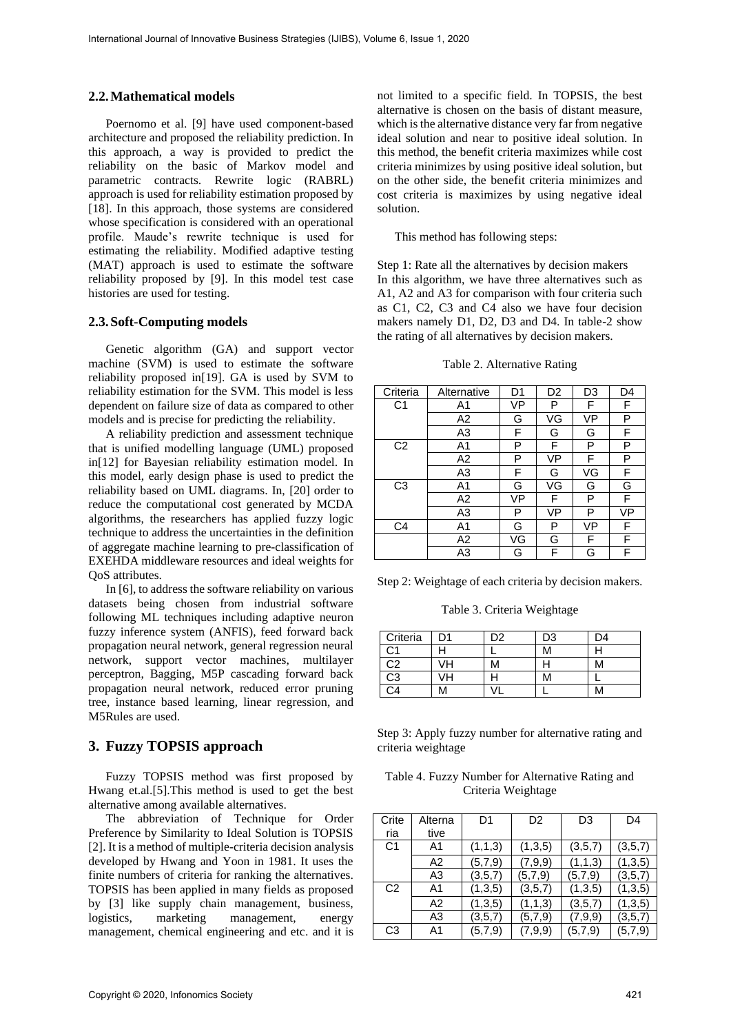### 2.2. Mathematical models

Poernomo et al. [9] have used component-based architecture and proposed the reliability prediction. In this approach, a way is provided to predict the reliability on the basic of Markov model and parametric contracts. Rewrite logic (RABRL) approach is used for reliability estimation proposed by [18]. In this approach, those systems are considered whose specification is considered with an operational profile. Maude's rewrite technique is used for estimating the reliability. Modified adaptive testing (MAT) approach is used to estimate the software reliability proposed by [9]. In this model test case histories are used for testing.

### 2.3. Soft-Computing models

Genetic algorithm (GA) and support vector machine (SVM) is used to estimate the software reliability proposed in[19]. GA is used by SVM to reliability estimation for the SVM. This model is less dependent on failure size of data as compared to other models and is precise for predicting the reliability.

A reliability prediction and assessment technique that is unified modelling language (UML) proposed in[12] for Bayesian reliability estimation model. In this model, early design phase is used to predict the reliability based on UML diagrams. In, [20] order to reduce the computational cost generated by MCDA algorithms, the researchers has applied fuzzy logic technique to address the uncertainties in the definition of aggregate machine learning to pre-classification of EXEHDA middleware resources and ideal weights for QoS attributes.

In [6], to address the software reliability on various datasets being chosen from industrial software following ML techniques including adaptive neuron fuzzy inference system (ANFIS), feed forward back propagation neural network, general regression neural network, support vector machines, multilayer perceptron, Bagging, M5P cascading forward back propagation neural network, reduced error pruning tree, instance based learning, linear regression, and M5Rules are used.

## 3. Fuzzy TOPSIS approach

Fuzzy TOPSIS method was first proposed by Hwang et.al.[5].This method is used to get the best alternative among available alternatives.

The abbreviation of Technique for Order Preference by Similarity to Ideal Solution is TOPSIS [2]. It is a method of multiple-criteria decision analysis developed by Hwang and Yoon in 1981. It uses the finite numbers of criteria for ranking the alternatives. TOPSIS has been applied in many fields as proposed by [3] like supply chain management, business, logistics, marketing management, energy management, chemical engineering and etc. and it is not limited to a specific field. In TOPSIS, the best alternative is chosen on the basis of distant measure, which is the alternative distance very far from negative ideal solution and near to positive ideal solution. In this method, the benefit criteria maximizes while cost criteria minimizes by using positive ideal solution, but on the other side, the benefit criteria minimizes and cost criteria is maximizes by using negative ideal solution.

This method has following steps:

Step 1: Rate all the alternatives by decision makers
In this algorithm, we have three alternatives such as A1, A2 and A3 for comparison with four criteria such as C1, C2, C3 and C4 also we have four decision makers namely D1, D2, D3 and D4. In table-2 show the rating of all alternatives by decision makers.

Table 2. Alternative Rating

| Criteria | Alternative | D1 | D2 | D3 | D4 |
|---|---|---|---|---|---|
| C1 | A1 | VP | P | F | F |
| | A2 | G | VG | VP | P |
| | A3 | F | G | G | F |
| C2 | A1 | P | F | P | P |
| | A2 | P | VP | F | P |
| | A3 | F | G | VG | F |
| C3 | A1 | G | VG | G | G |
| | A2 | VP | F | P | F |
| | A3 | P | VP | P | VP |
| C4 | A1 | G | P | VP | F |
| | A2 | VG | G | F | F |
| | A3 | G | F | G | F |

Step 2: Weightage of each criteria by decision makers.

Table 3. Criteria Weightage

| Criteria | D1 | D2 | D3 | D4 |
|---|---|---|---|---|
| C1 | H | L | M | H |
| C2 | VH | M | H | M |
| C3 | VH | H | M | L |
| C4 | M | VL | L | M |

Step 3: Apply fuzzy number for alternative rating and criteria weightage

Table 4. Fuzzy Number for Alternative Rating and Criteria Weightage

| Criteria | Alternative | D1 | D2 | D3 | D4 |
|---|---|---|---|---|---|
| C1 | A1 | (1,1,3) | (1,3,5) | (3,5,7) | (3,5,7) |
| | A2 | (5,7,9) | (7,9,9) | (1,1,3) | (1,3,5) |
| | A3 | (3,5,7) | (5,7,9) | (5,7,9) | (3,5,7) |
| C2 | A1 | (1,3,5) | (3,5,7) | (1,3,5) | (1,3,5) |
| | A2 | (1,3,5) | (1,1,3) | (3,5,7) | (1,3,5) |
| | A3 | (3,5,7) | (5,7,9) | (7,9,9) | (3,5,7) |
| C3 | A1 | (5,7,9) | (7,9,9) | (5,7,9) | (5,7,9) |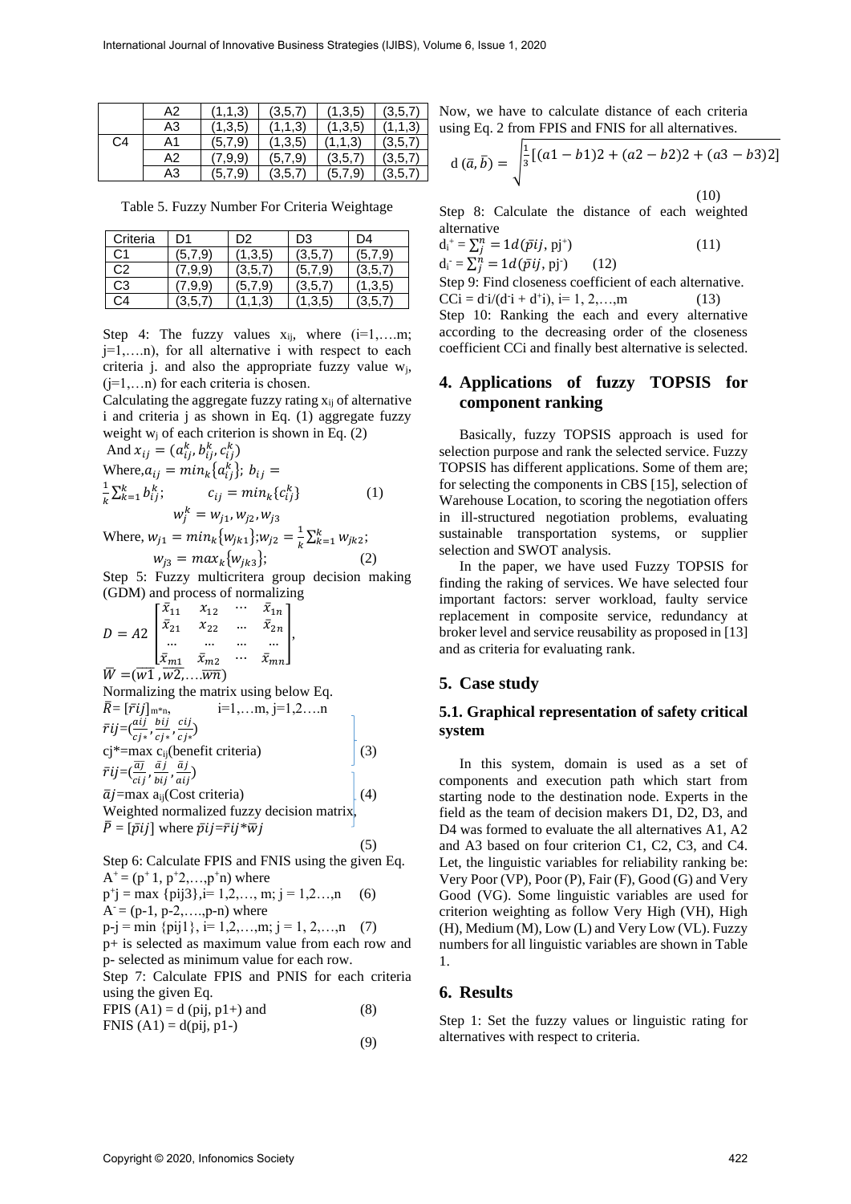|  | A2 | (1,1,3) | (3,5,7) | (1,3,5) | (3,5,7) |
|---|---|---|---|---|---|
|  | A3 | (1,3,5) | (1,1,3) | (1,3,5) | (1,1,3) |
| C4 | A1 | (5,7,9) | (1,3,5) | (1,1,3) | (3,5,7) |
|  | A2 | (7,9,9) | (5,7,9) | (3,5,7) | (3,5,7) |
|  | A3 | (5,7,9) | (3,5,7) | (5,7,9) | (3,5,7) |

Table 5. Fuzzy Number For Criteria Weightage

| Criteria | D1 | D2 | D3 | D4 |
|---|---|---|---|---|
| C1 | (5,7,9) | (1,3,5) | (3,5,7) | (5,7,9) |
| C2 | (7,9,9) | (3,5,7) | (5,7,9) | (3,5,7) |
| C3 | (7,9,9) | (5,7,9) | (3,5,7) | (1,3,5) |
| C4 | (3,5,7) | (1,1,3) | (1,3,5) | (3,5,7) |

Step 4: The fuzzy values $x_{ij}$, where (i=1,….m; j=1,….n), for all alternative i with respect to each criteria j. and also the appropriate fuzzy value $w_j$, (j=1,…n) for each criteria is chosen.

Calculating the aggregate fuzzy rating $x_{ij}$ of alternative i and criteria j as shown in Eq. (1) aggregate fuzzy weight $w_j$ of each criterion is shown in Eq. (2)

And $x_{ij} = (a_{ij}^k, b_{ij}^k, c_{ij}^k)$

Where, $a_{ij} = min_k\{a_{ij}^k\}$; $b_{ij} = \frac{1}{k}\sum_{k=1}^{k} b_{ij}^k$; $\quad c_{ij} = min_k\{c_{ij}^k\}$ (1)

$$w_j^k = w_{j1}, w_{j2}, w_{j3}$$

Where, $w_{j1} = min_k\{w_{jk1}\}$; $w_{j2} = \frac{1}{k}\sum_{k=1}^{k} w_{jk2}$;

$$w_{j3} = max_k\{w_{jk3}\}; \quad (2)$$

Step 5: Fuzzy multicritera group decision making (GDM) and process of normalizing

$$D = A2\begin{bmatrix} \bar{x}_{11} & x_{12} & \cdots & \bar{x}_{1n} \\ \bar{x}_{21} & x_{22} & \ldots & \bar{x}_{2n} \\ \ldots & \ldots & \ldots & \ldots \\ \bar{x}_{m1} & \bar{x}_{m2} & \cdots & \bar{x}_{mn} \end{bmatrix},$$

$\bar{W} = (\overline{w1}, \overline{w2}, \ldots \overline{wn})$

Normalizing the matrix using below Eq.

$\bar{R} = [\bar{r}ij]_{m*n}$, $\quad$ i=1,…m, j=1,2….n

$\bar{r}ij = (\frac{aij}{cj*}, \frac{bij}{cj*}, \frac{cij}{cj*})$

cj* = max $c_{ij}$(benefit criteria) (3)

$\bar{r}ij = (\frac{\bar{a}j}{cij}, \frac{\bar{a}j}{bij}, \frac{\bar{a}j}{aij})$

$\bar{a}j$ = max $a_{ij}$(Cost criteria) (4)

Weighted normalized fuzzy decision matrix,

$\bar{P} = [\bar{p}ij]$ where $\bar{p}ij = \bar{r}ij * \bar{w}j$

(5)

Step 6: Calculate FPIS and FNIS using the given Eq.

$A^+ = (p^+1, p^+2, \ldots, p^+n)$ where

$p^+j$ = max {pij3}, i= 1,2,…, m; j = 1,2…,n (6)

$A^- = (p\text{-}1, p\text{-}2, \ldots, p\text{-}n)$ where

p-j = min {pij1}, i= 1,2,…,m; j = 1, 2,…,n (7)

p+ is selected as maximum value from each row and p- selected as minimum value for each row.

Step 7: Calculate FPIS and PNIS for each criteria using the given Eq.

FPIS (A1) = d (pij, p1+) and (8)

FNIS (A1) = d(pij, p1-)

(9)

Now, we have to calculate distance of each criteria using Eq. 2 from FPIS and FNIS for all alternatives.

$$d(\bar{a}, \bar{b}) = \sqrt{\frac{1}{3}[(a1-b1)2 + (a2-b2)2 + (a3-b3)2]}$$

(10)

Step 8: Calculate the distance of each weighted alternative

$d_i^+ = \sum_j^n = 1d(\bar{p}ij, pj^+)$ (11)

$d_i^- = \sum_j^n = 1d(\bar{p}ij, pj^-)$ (12)

Step 9: Find closeness coefficient of each alternative.

CCi = $d^-i/(d^-i + d^+i)$, i= 1, 2,…,m (13)

Step 10: Ranking the each and every alternative according to the decreasing order of the closeness coefficient CCi and finally best alternative is selected.

## 4. Applications of fuzzy TOPSIS for component ranking

Basically, fuzzy TOPSIS approach is used for selection purpose and rank the selected service. Fuzzy TOPSIS has different applications. Some of them are; for selecting the components in CBS [15], selection of Warehouse Location, to scoring the negotiation offers in ill-structured negotiation problems, evaluating sustainable transportation systems, or supplier selection and SWOT analysis.

In the paper, we have used Fuzzy TOPSIS for finding the raking of services. We have selected four important factors: server workload, faulty service replacement in composite service, redundancy at broker level and service reusability as proposed in [13] and as criteria for evaluating rank.

## 5. Case study

### 5.1. Graphical representation of safety critical system

In this system, domain is used as a set of components and execution path which start from starting node to the destination node. Experts in the field as the team of decision makers D1, D2, D3, and D4 was formed to evaluate the all alternatives A1, A2 and A3 based on four criterion C1, C2, C3, and C4. Let, the linguistic variables for reliability ranking be: Very Poor (VP), Poor (P), Fair (F), Good (G) and Very Good (VG). Some linguistic variables are used for criterion weighting as follow Very High (VH), High (H), Medium (M), Low (L) and Very Low (VL). Fuzzy numbers for all linguistic variables are shown in Table 1.

## 6. Results

Step 1: Set the fuzzy values or linguistic rating for alternatives with respect to criteria.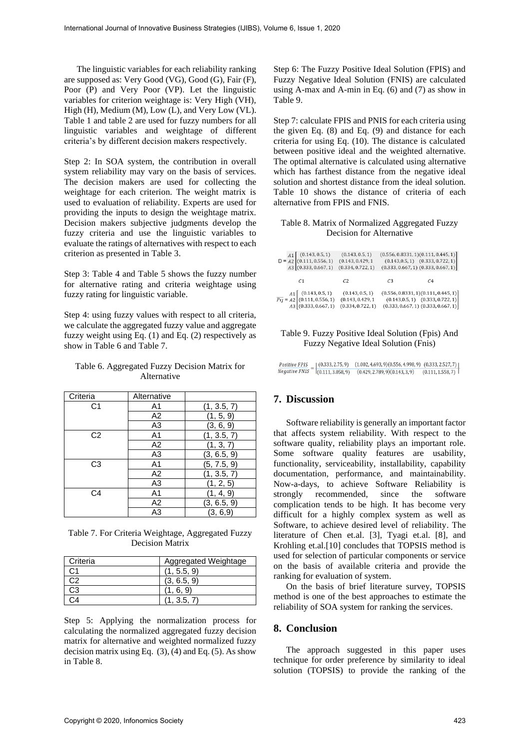The linguistic variables for each reliability ranking are supposed as: Very Good (VG), Good (G), Fair (F), Poor (P) and Very Poor (VP). Let the linguistic variables for criterion weightage is: Very High (VH), High (H), Medium (M), Low (L), and Very Low (VL). Table 1 and table 2 are used for fuzzy numbers for all linguistic variables and weightage of different criteria's by different decision makers respectively.

Step 2: In SOA system, the contribution in overall system reliability may vary on the basis of services. The decision makers are used for collecting the weightage for each criterion. The weight matrix is used to evaluation of reliability. Experts are used for providing the inputs to design the weightage matrix. Decision makers subjective judgments develop the fuzzy criteria and use the linguistic variables to evaluate the ratings of alternatives with respect to each criterion as presented in Table 3.

Step 3: Table 4 and Table 5 shows the fuzzy number for alternative rating and criteria weightage using fuzzy rating for linguistic variable.

Step 4: using fuzzy values with respect to all criteria, we calculate the aggregated fuzzy value and aggregate fuzzy weight using Eq. (1) and Eq. (2) respectively as show in Table 6 and Table 7.

Table 6. Aggregated Fuzzy Decision Matrix for Alternative

| Criteria | Alternative | |
|---|---|---|
| C1 | A1 | (1, 3.5, 7) |
| | A2 | (1, 5, 9) |
| | A3 | (3, 6, 9) |
| C2 | A1 | (1, 3.5, 7) |
| | A2 | (1, 3, 7) |
| | A3 | (3, 6.5, 9) |
| C3 | A1 | (5, 7.5, 9) |
| | A2 | (1, 3.5, 7) |
| | A3 | (1, 2, 5) |
| C4 | A1 | (1, 4, 9) |
| | A2 | (3, 6.5, 9) |
| | A3 | (3, 6,9) |

Table 7. For Criteria Weightage, Aggregated Fuzzy Decision Matrix

| Criteria | Aggregated Weightage |
|---|---|
| C1 | (1, 5.5, 9) |
| C2 | (3, 6.5, 9) |
| C3 | (1, 6, 9) |
| C4 | (1, 3.5, 7) |

Step 5: Applying the normalization process for calculating the normalized aggregated fuzzy decision matrix for alternative and weighted normalized fuzzy decision matrix using Eq. (3), (4) and Eq. (5). As show in Table 8.

Step 6: The Fuzzy Positive Ideal Solution (FPIS) and Fuzzy Negative Ideal Solution (FNIS) are calculated using A-max and A-min in Eq. (6) and (7) as show in Table 9.

Step 7: calculate FPIS and PNIS for each criteria using the given Eq. (8) and Eq. (9) and distance for each criteria for using Eq. (10). The distance is calculated between positive ideal and the weighted alternative. The optimal alternative is calculated using alternative which has farthest distance from the negative ideal solution and shortest distance from the ideal solution. Table 10 shows the distance of criteria of each alternative from FPIS and FNIS.

Table 8. Matrix of Normalized Aggregated Fuzzy Decision for Alternative

$$D = \begin{matrix} A1 \\ A2 \\ A3 \end{matrix}\begin{bmatrix} (0.143, 0.5, 1) & (0.143, 0.5, 1) & (0.556, 0.8331, 1) & (0.111, 0.445, 1) \\ (0.111, 0.556, 1) & (0.143, 0.429, 1 & (0.143, 0.5, 1) & (0.333, 0.722, 1) \\ (0.333, 0.667, 1) & (0.334, 0.722, 1) & (0.333, 0.667, 1) & (0.333, 0.667, 1) \end{bmatrix}$$

$$\begin{matrix} & C1 & C2 & C3 & C4 \end{matrix}$$

$$\overline{P_{IJ}} = \begin{matrix} A1 \\ A2 \\ A3 \end{matrix}\begin{bmatrix} (0.143, 0.5, 1) & (0.143, 0.5, 1) & (0.556, 0.8331, 1) & (0.111, 0.445, 1) \\ (0.111, 0.556, 1) & (0.143, 0.429, 1 & (0.143, 0.5, 1) & (0.333, 0.722, 1) \\ (0.333, 0.667, 1) & (0.334, 0.722, 1) & (0.333, 0.667, 1) & (0.333, 0.667, 1) \end{bmatrix}$$

Table 9. Fuzzy Positive Ideal Solution (Fpis) And Fuzzy Negative Ideal Solution (Fnis)

$$\frac{Positive\ FPIS}{Negative\ FNIS} = \begin{vmatrix} (0.333, 2.75, 9) & (1.002, 4.693, 9) & (0.556, 4.998, 9) & (0.333, 2.527, 7) \\ (0.111, 3.058, 9) & (0.429, 2.789, 9) & (0.143, 3, 9) & (0.111, 1.558, 7) \end{vmatrix}$$

## 7. Discussion

Software reliability is generally an important factor that affects system reliability. With respect to the software quality, reliability plays an important role. Some software quality features are usability, functionality, serviceability, installability, capability documentation, performance, and maintainability. Now-a-days, to achieve Software Reliability is strongly recommended, since the software complication tends to be high. It has become very difficult for a highly complex system as well as Software, to achieve desired level of reliability. The literature of Chen et.al. [3], Tyagi et.al. [8], and Krohling et.al.[10] concludes that TOPSIS method is used for selection of particular components or service on the basis of available criteria and provide the ranking for evaluation of system.

On the basis of brief literature survey, TOPSIS method is one of the best approaches to estimate the reliability of SOA system for ranking the services.

## 8. Conclusion

The approach suggested in this paper uses technique for order preference by similarity to ideal solution (TOPSIS) to provide the ranking of the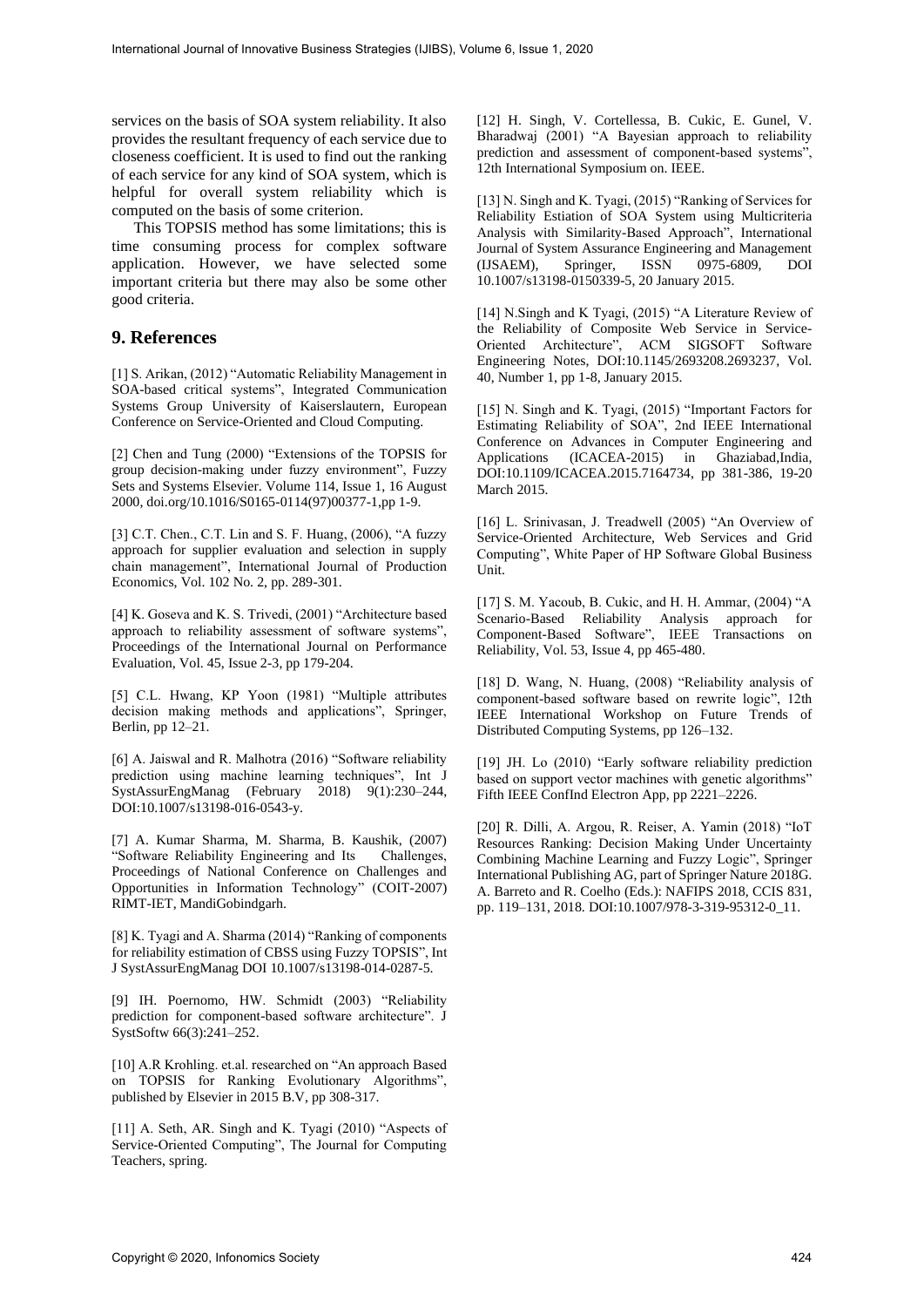services on the basis of SOA system reliability. It also provides the resultant frequency of each service due to closeness coefficient. It is used to find out the ranking of each service for any kind of SOA system, which is helpful for overall system reliability which is computed on the basis of some criterion.

This TOPSIS method has some limitations; this is time consuming process for complex software application. However, we have selected some important criteria but there may also be some other good criteria.

## 9. References

[1] S. Arikan, (2012) "Automatic Reliability Management in SOA-based critical systems", Integrated Communication Systems Group University of Kaiserslautern, European Conference on Service-Oriented and Cloud Computing.

[2] Chen and Tung (2000) "Extensions of the TOPSIS for group decision-making under fuzzy environment", Fuzzy Sets and Systems Elsevier. Volume 114, Issue 1, 16 August 2000, doi.org/10.1016/S0165-0114(97)00377-1,pp 1-9.

[3] C.T. Chen., C.T. Lin and S. F. Huang, (2006), "A fuzzy approach for supplier evaluation and selection in supply chain management", International Journal of Production Economics, Vol. 102 No. 2, pp. 289-301.

[4] K. Goseva and K. S. Trivedi, (2001) "Architecture based approach to reliability assessment of software systems", Proceedings of the International Journal on Performance Evaluation, Vol. 45, Issue 2-3, pp 179-204.

[5] C.L. Hwang, KP Yoon (1981) "Multiple attributes decision making methods and applications", Springer, Berlin, pp 12–21.

[6] A. Jaiswal and R. Malhotra (2016) "Software reliability prediction using machine learning techniques", Int J SystAssurEngManag (February 2018) 9(1):230–244, DOI:10.1007/s13198-016-0543-y.

[7] A. Kumar Sharma, M. Sharma, B. Kaushik, (2007) "Software Reliability Engineering and Its Challenges, Proceedings of National Conference on Challenges and Opportunities in Information Technology" (COIT-2007) RIMT-IET, MandiGobindgarh.

[8] K. Tyagi and A. Sharma (2014) "Ranking of components for reliability estimation of CBSS using Fuzzy TOPSIS", Int J SystAssurEngManag DOI 10.1007/s13198-014-0287-5.

[9] IH. Poernomo, HW. Schmidt (2003) "Reliability prediction for component-based software architecture". J SystSoftw 66(3):241–252.

[10] A.R Krohling. et.al. researched on "An approach Based on TOPSIS for Ranking Evolutionary Algorithms", published by Elsevier in 2015 B.V, pp 308-317.

[11] A. Seth, AR. Singh and K. Tyagi (2010) "Aspects of Service-Oriented Computing", The Journal for Computing Teachers, spring.

[12] H. Singh, V. Cortellessa, B. Cukic, E. Gunel, V. Bharadwaj (2001) "A Bayesian approach to reliability prediction and assessment of component-based systems", 12th International Symposium on. IEEE.

[13] N. Singh and K. Tyagi, (2015) "Ranking of Services for Reliability Estiation of SOA System using Multicriteria Analysis with Similarity-Based Approach", International Journal of System Assurance Engineering and Management (IJSAEM), Springer, ISSN 0975-6809, DOI 10.1007/s13198-0150339-5, 20 January 2015.

[14] N.Singh and K Tyagi, (2015) "A Literature Review of the Reliability of Composite Web Service in Service-Oriented Architecture", ACM SIGSOFT Software Engineering Notes, DOI:10.1145/2693208.2693237, Vol. 40, Number 1, pp 1-8, January 2015.

[15] N. Singh and K. Tyagi, (2015) "Important Factors for Estimating Reliability of SOA", 2nd IEEE International Conference on Advances in Computer Engineering and Applications (ICACEA-2015) in Ghaziabad,India, DOI:10.1109/ICACEA.2015.7164734, pp 381-386, 19-20 March 2015.

[16] L. Srinivasan, J. Treadwell (2005) "An Overview of Service-Oriented Architecture, Web Services and Grid Computing", White Paper of HP Software Global Business Unit.

[17] S. M. Yacoub, B. Cukic, and H. H. Ammar, (2004) "A Scenario-Based Reliability Analysis approach for Component-Based Software", IEEE Transactions on Reliability, Vol. 53, Issue 4, pp 465-480.

[18] D. Wang, N. Huang, (2008) "Reliability analysis of component-based software based on rewrite logic", 12th IEEE International Workshop on Future Trends of Distributed Computing Systems, pp 126–132.

[19] JH. Lo (2010) "Early software reliability prediction based on support vector machines with genetic algorithms" Fifth IEEE ConfInd Electron App, pp 2221–2226.

[20] R. Dilli, A. Argou, R. Reiser, A. Yamin (2018) "IoT Resources Ranking: Decision Making Under Uncertainty Combining Machine Learning and Fuzzy Logic", Springer International Publishing AG, part of Springer Nature 2018G. A. Barreto and R. Coelho (Eds.): NAFIPS 2018, CCIS 831, pp. 119–131, 2018. DOI:10.1007/978-3-319-95312-0_11.